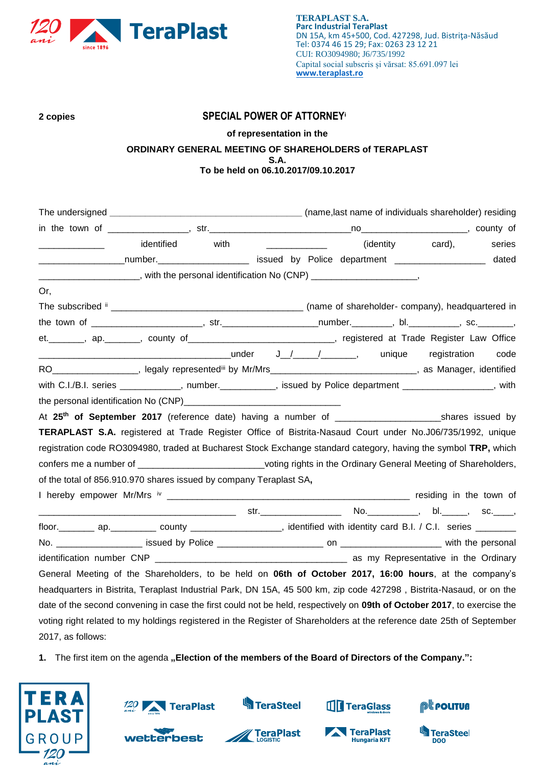**TERAPLAST S.A.**
**Parc Industrial TeraPlast**
DN 15A, km 45+500, Cod. 427298, Jud. Bistriţa-Năsăud
Tel: 0374 46 15 29; Fax: 0263 23 12 21
CUI: RO3094980; J6/735/1992
Capital social subscris și vărsat: 85.691.097 lei
www.teraplast.ro

**2 copies**

# SPECIAL POWER OF ATTORNEY[i]

**of representation in the**

**ORDINARY GENERAL MEETING OF SHAREHOLDERS of TERAPLAST S.A.**
**To be held on 06.10.2017/09.10.2017**

The undersigned ______________________________________ (name,last name of individuals shareholder) residing in the town of _______________, str.___________________________no____________________, county of _____________ identified with ____________ (identity card), series ________________number.__________________ issued by Police department _________________ dated ___________________, with the personal identification No (CNP) _____________________,

Or,

The subscribed [ii] ______________________________________ (name of shareholder- company), headquartered in the town of _____________________, str.___________________number.________, bl.__________, sc._______, et._______, ap._______, county of_____________________________, registered at Trade Register Law Office ______________________________________under J__/____/_______, unique registration code RO________________, legaly represented[iii] by Mr/Mrs____________________________, as Manager, identified with C.I./B.I. series ____________, number.___________, issued by Police department _________________, with the personal identification No (CNP)_________________________________

At **25th of September 2017** (reference date) having a number of ____________________shares issued by **TERAPLAST S.A.** registered at Trade Register Office of Bistrita-Nasaud Court under No.J06/735/1992, unique registration code RO3094980, traded at Bucharest Stock Exchange standard category, having the symbol **TRP,** which confers me a number of ________________________voting rights in the Ordinary General Meeting of Shareholders, of the total of 856.910.970 shares issued by company Teraplast SA**,**

I hereby empower Mr/Mrs [iv] _________________________________________________ residing in the town of ________________________________________ str.________________ No.__________, bl._____, sc.____, floor._______ ap._________ county _________________, identified with identity card B.I. / C.I. series ________ No. ________________ issued by Police _____________________ on ___________________ with the personal identification number CNP ______________________________________ as my Representative in the Ordinary General Meeting of the Shareholders, to be held on **06th of October 2017, 16:00 hours**, at the company's headquarters in Bistrita, Teraplast Industrial Park, DN 15A, 45 500 km, zip code 427298 , Bistrita-Nasaud, or on the date of the second convening in case the first could not be held, respectively on **09th of October 2017**, to exercise the voting right related to my holdings registered in the Register of Shareholders at the reference date 25th of September 2017, as follows:

1. The first item on the agenda **„Election of the members of the Board of Directors of the Company.":**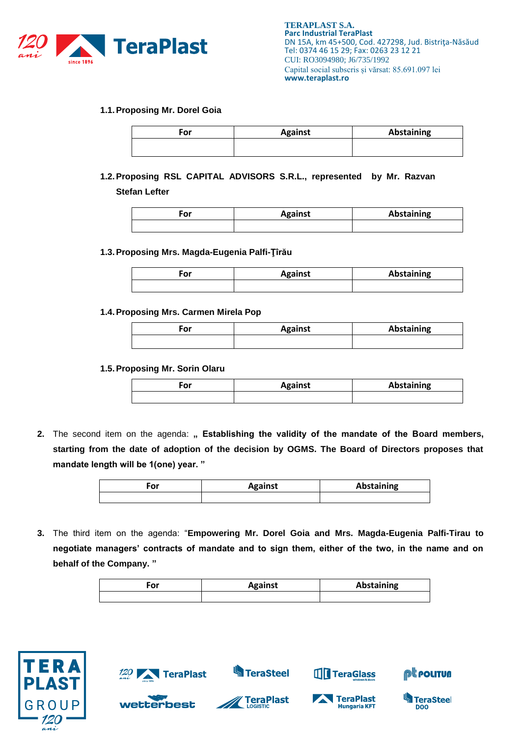**1.1. Proposing Mr. Dorel Goia**

| For | Against | Abstaining |
|---|---|---|
| | | |

**1.2. Proposing RSL CAPITAL ADVISORS S.R.L., represented by Mr. Razvan Stefan Lefter**

| For | Against | Abstaining |
|---|---|---|
| | | |

**1.3. Proposing Mrs. Magda-Eugenia Palfi-Ţîrău**

| For | Against | Abstaining |
|---|---|---|
| | | |

**1.4. Proposing Mrs. Carmen Mirela Pop**

| For | Against | Abstaining |
|---|---|---|
| | | |

**1.5. Proposing Mr. Sorin Olaru**

| For | Against | Abstaining |
|---|---|---|
| | | |

**2.** The second item on the agenda: **„ Establishing the validity of the mandate of the Board members, starting from the date of adoption of the decision by OGMS. The Board of Directors proposes that mandate length will be 1(one) year. "**

| For | Against | Abstaining |
|---|---|---|
| | | |

**3.** The third item on the agenda: "**Empowering Mr. Dorel Goia and Mrs. Magda-Eugenia Palfi-Tirau to negotiate managers' contracts of mandate and to sign them, either of the two, in the name and on behalf of the Company. "**

| For | Against | Abstaining |
|---|---|---|
| | | |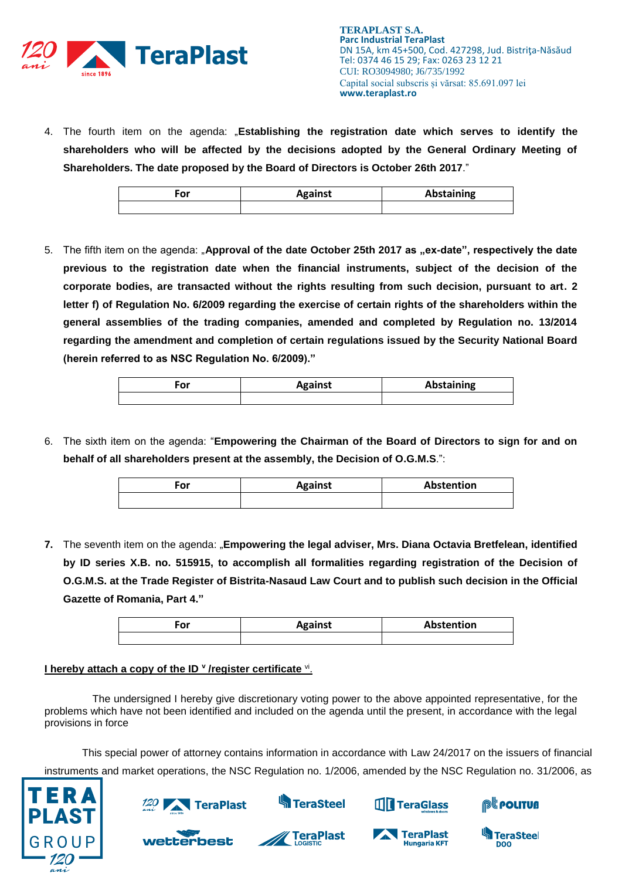4. The fourth item on the agenda: „**Establishing the registration date which serves to identify the shareholders who will be affected by the decisions adopted by the General Ordinary Meeting of Shareholders. The date proposed by the Board of Directors is October 26th 2017**."

| For | Against | Abstaining |
|---|---|---|
| | | |

5. The fifth item on the agenda: „**Approval of the date October 25th 2017 as „ex-date", respectively the date previous to the registration date when the financial instruments, subject of the decision of the corporate bodies, are transacted without the rights resulting from such decision, pursuant to art. 2 letter f) of Regulation No. 6/2009 regarding the exercise of certain rights of the shareholders within the general assemblies of the trading companies, amended and completed by Regulation no. 13/2014 regarding the amendment and completion of certain regulations issued by the Security National Board (herein referred to as NSC Regulation No. 6/2009).**"

| For | Against | Abstaining |
|---|---|---|
| | | |

6. The sixth item on the agenda: "**Empowering the Chairman of the Board of Directors to sign for and on behalf of all shareholders present at the assembly, the Decision of O.G.M.S**.":

| For | Against | Abstention |
|---|---|---|
| | | |

7. The seventh item on the agenda: „**Empowering the legal adviser, Mrs. Diana Octavia Bretfelean, identified by ID series X.B. no. 515915, to accomplish all formalities regarding registration of the Decision of O.G.M.S. at the Trade Register of Bistrita-Nasaud Law Court and to publish such decision in the Official Gazette of Romania, Part 4.**"

| For | Against | Abstention |
|---|---|---|
| | | |

<u>I hereby attach a copy of the ID [v] /register certificate [vi].</u>

The undersigned I hereby give discretionary voting power to the above appointed representative, for the problems which have not been identified and included on the agenda until the present, in accordance with the legal provisions in force

This special power of attorney contains information in accordance with Law 24/2017 on the issuers of financial instruments and market operations, the NSC Regulation no. 1/2006, amended by the NSC Regulation no. 31/2006, as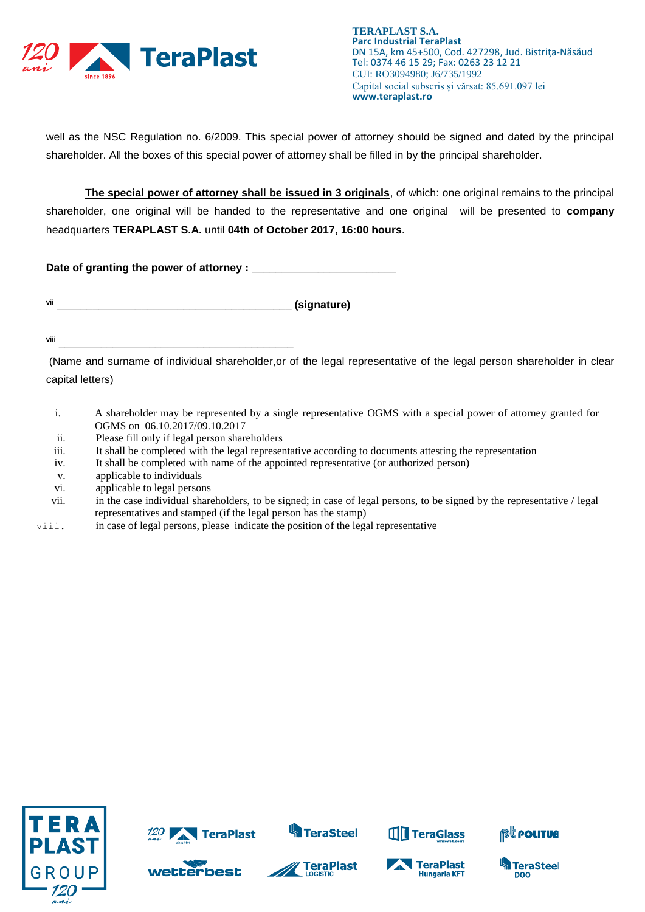well as the NSC Regulation no. 6/2009. This special power of attorney should be signed and dated by the principal shareholder. All the boxes of this special power of attorney shall be filled in by the principal shareholder.

**The special power of attorney shall be issued in 3 originals**, of which: one original remains to the principal shareholder, one original will be handed to the representative and one original will be presented to **company** headquarters **TERAPLAST S.A.** until **04th of October 2017, 16:00 hours**.

**Date of granting the power of attorney : ________________________**

[vii] ________________________________________ **(signature)**

[viii] ________________________________________

(Name and surname of individual shareholder,or of the legal representative of the legal person shareholder in clear capital letters)

---

i. A shareholder may be represented by a single representative OGMS with a special power of attorney granted for OGMS on 06.10.2017/09.10.2017
ii. Please fill only if legal person shareholders
iii. It shall be completed with the legal representative according to documents attesting the representation
iv. It shall be completed with name of the appointed representative (or authorized person)
v. applicable to individuals
vi. applicable to legal persons
vii. in the case individual shareholders, to be signed; in case of legal persons, to be signed by the representative / legal representatives and stamped (if the legal person has the stamp)
viii. in case of legal persons, please indicate the position of the legal representative